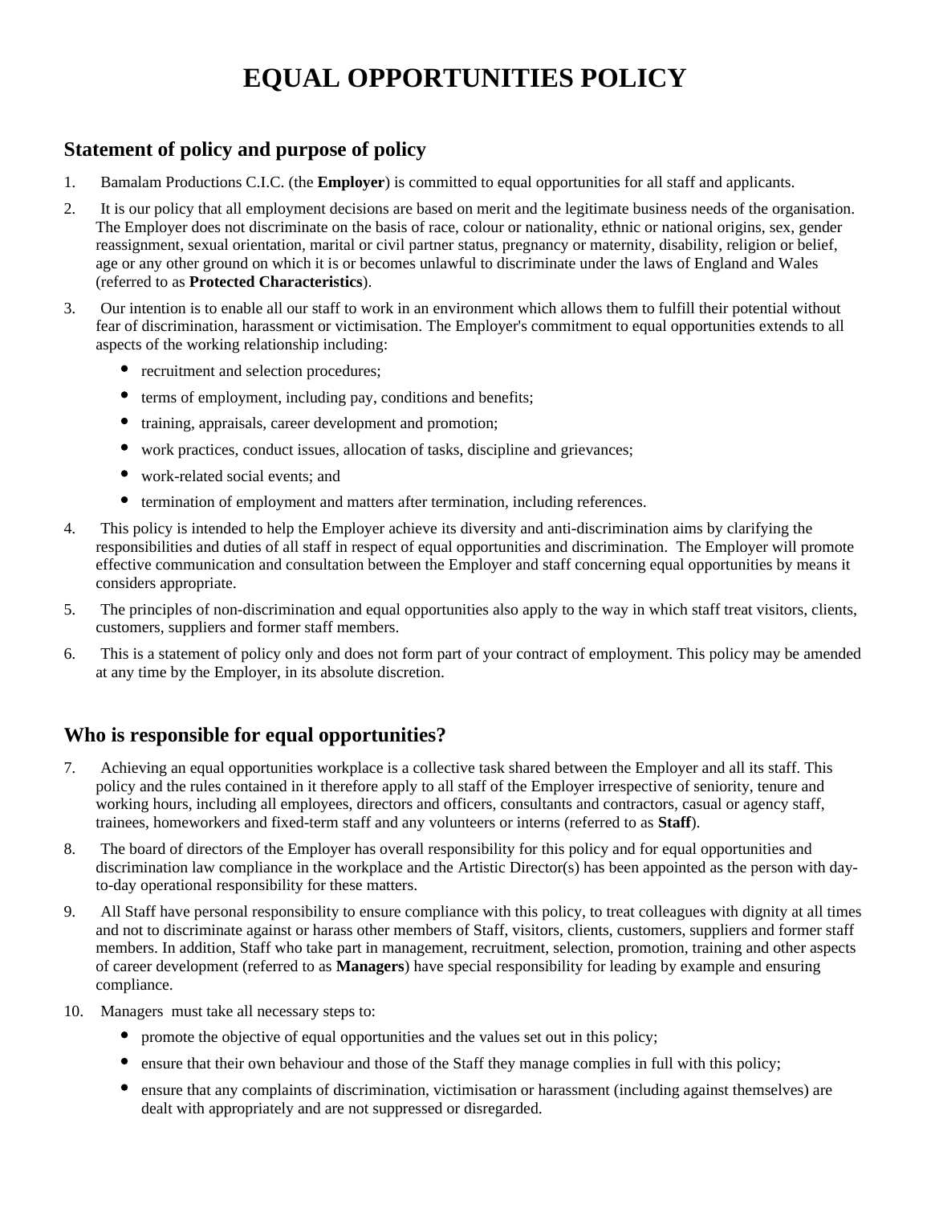# EQUAL OPPORTUNITIES POLICY

## Statement of policy and purpose of policy

1. Bamalam Productions C.I.C. (the **Employer**) is committed to equal opportunities for all staff and applicants.

2. It is our policy that all employment decisions are based on merit and the legitimate business needs of the organisation. The Employer does not discriminate on the basis of race, colour or nationality, ethnic or national origins, sex, gender reassignment, sexual orientation, marital or civil partner status, pregnancy or maternity, disability, religion or belief, age or any other ground on which it is or becomes unlawful to discriminate under the laws of England and Wales (referred to as **Protected Characteristics**).

3. Our intention is to enable all our staff to work in an environment which allows them to fulfill their potential without fear of discrimination, harassment or victimisation. The Employer's commitment to equal opportunities extends to all aspects of the working relationship including:
   - recruitment and selection procedures;
   - terms of employment, including pay, conditions and benefits;
   - training, appraisals, career development and promotion;
   - work practices, conduct issues, allocation of tasks, discipline and grievances;
   - work-related social events; and
   - termination of employment and matters after termination, including references.

4. This policy is intended to help the Employer achieve its diversity and anti-discrimination aims by clarifying the responsibilities and duties of all staff in respect of equal opportunities and discrimination. The Employer will promote effective communication and consultation between the Employer and staff concerning equal opportunities by means it considers appropriate.

5. The principles of non-discrimination and equal opportunities also apply to the way in which staff treat visitors, clients, customers, suppliers and former staff members.

6. This is a statement of policy only and does not form part of your contract of employment. This policy may be amended at any time by the Employer, in its absolute discretion.

## Who is responsible for equal opportunities?

7. Achieving an equal opportunities workplace is a collective task shared between the Employer and all its staff. This policy and the rules contained in it therefore apply to all staff of the Employer irrespective of seniority, tenure and working hours, including all employees, directors and officers, consultants and contractors, casual or agency staff, trainees, homeworkers and fixed-term staff and any volunteers or interns (referred to as **Staff**).

8. The board of directors of the Employer has overall responsibility for this policy and for equal opportunities and discrimination law compliance in the workplace and the Artistic Director(s) has been appointed as the person with day-to-day operational responsibility for these matters.

9. All Staff have personal responsibility to ensure compliance with this policy, to treat colleagues with dignity at all times and not to discriminate against or harass other members of Staff, visitors, clients, customers, suppliers and former staff members. In addition, Staff who take part in management, recruitment, selection, promotion, training and other aspects of career development (referred to as **Managers**) have special responsibility for leading by example and ensuring compliance.

10. Managers must take all necessary steps to:
    - promote the objective of equal opportunities and the values set out in this policy;
    - ensure that their own behaviour and those of the Staff they manage complies in full with this policy;
    - ensure that any complaints of discrimination, victimisation or harassment (including against themselves) are dealt with appropriately and are not suppressed or disregarded.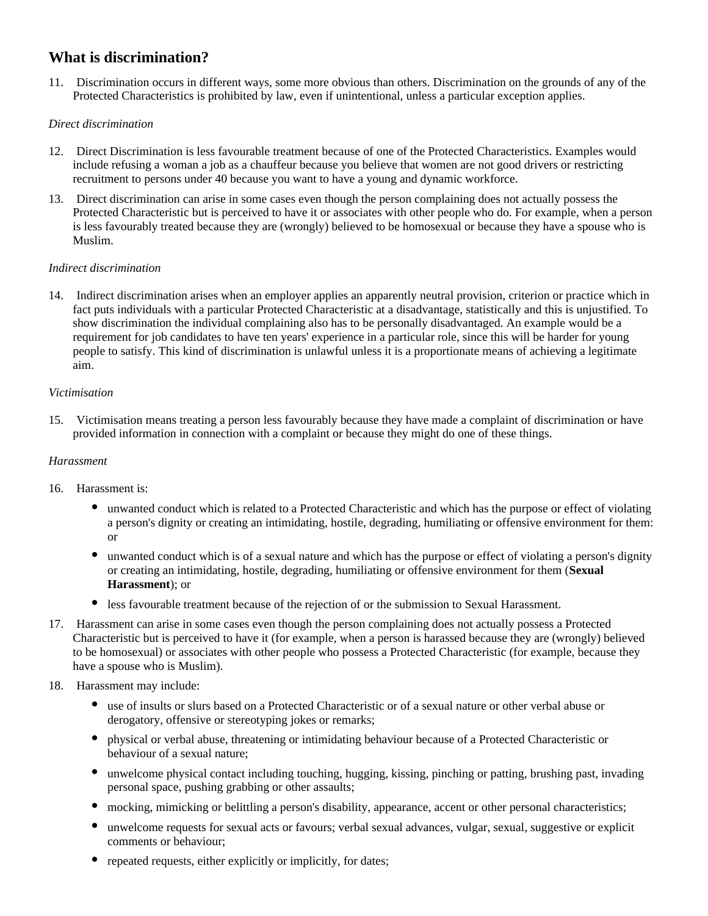## What is discrimination?

11. Discrimination occurs in different ways, some more obvious than others. Discrimination on the grounds of any of the Protected Characteristics is prohibited by law, even if unintentional, unless a particular exception applies.

*Direct discrimination*

12. Direct Discrimination is less favourable treatment because of one of the Protected Characteristics. Examples would include refusing a woman a job as a chauffeur because you believe that women are not good drivers or restricting recruitment to persons under 40 because you want to have a young and dynamic workforce.

13. Direct discrimination can arise in some cases even though the person complaining does not actually possess the Protected Characteristic but is perceived to have it or associates with other people who do. For example, when a person is less favourably treated because they are (wrongly) believed to be homosexual or because they have a spouse who is Muslim.

*Indirect discrimination*

14. Indirect discrimination arises when an employer applies an apparently neutral provision, criterion or practice which in fact puts individuals with a particular Protected Characteristic at a disadvantage, statistically and this is unjustified. To show discrimination the individual complaining also has to be personally disadvantaged. An example would be a requirement for job candidates to have ten years' experience in a particular role, since this will be harder for young people to satisfy. This kind of discrimination is unlawful unless it is a proportionate means of achieving a legitimate aim.

*Victimisation*

15. Victimisation means treating a person less favourably because they have made a complaint of discrimination or have provided information in connection with a complaint or because they might do one of these things.

*Harassment*

16. Harassment is:

    - unwanted conduct which is related to a Protected Characteristic and which has the purpose or effect of violating a person's dignity or creating an intimidating, hostile, degrading, humiliating or offensive environment for them: or
    - unwanted conduct which is of a sexual nature and which has the purpose or effect of violating a person's dignity or creating an intimidating, hostile, degrading, humiliating or offensive environment for them (**Sexual Harassment**); or
    - less favourable treatment because of the rejection of or the submission to Sexual Harassment.

17. Harassment can arise in some cases even though the person complaining does not actually possess a Protected Characteristic but is perceived to have it (for example, when a person is harassed because they are (wrongly) believed to be homosexual) or associates with other people who possess a Protected Characteristic (for example, because they have a spouse who is Muslim).

18. Harassment may include:

    - use of insults or slurs based on a Protected Characteristic or of a sexual nature or other verbal abuse or derogatory, offensive or stereotyping jokes or remarks;
    - physical or verbal abuse, threatening or intimidating behaviour because of a Protected Characteristic or behaviour of a sexual nature;
    - unwelcome physical contact including touching, hugging, kissing, pinching or patting, brushing past, invading personal space, pushing grabbing or other assaults;
    - mocking, mimicking or belittling a person's disability, appearance, accent or other personal characteristics;
    - unwelcome requests for sexual acts or favours; verbal sexual advances, vulgar, sexual, suggestive or explicit comments or behaviour;
    - repeated requests, either explicitly or implicitly, for dates;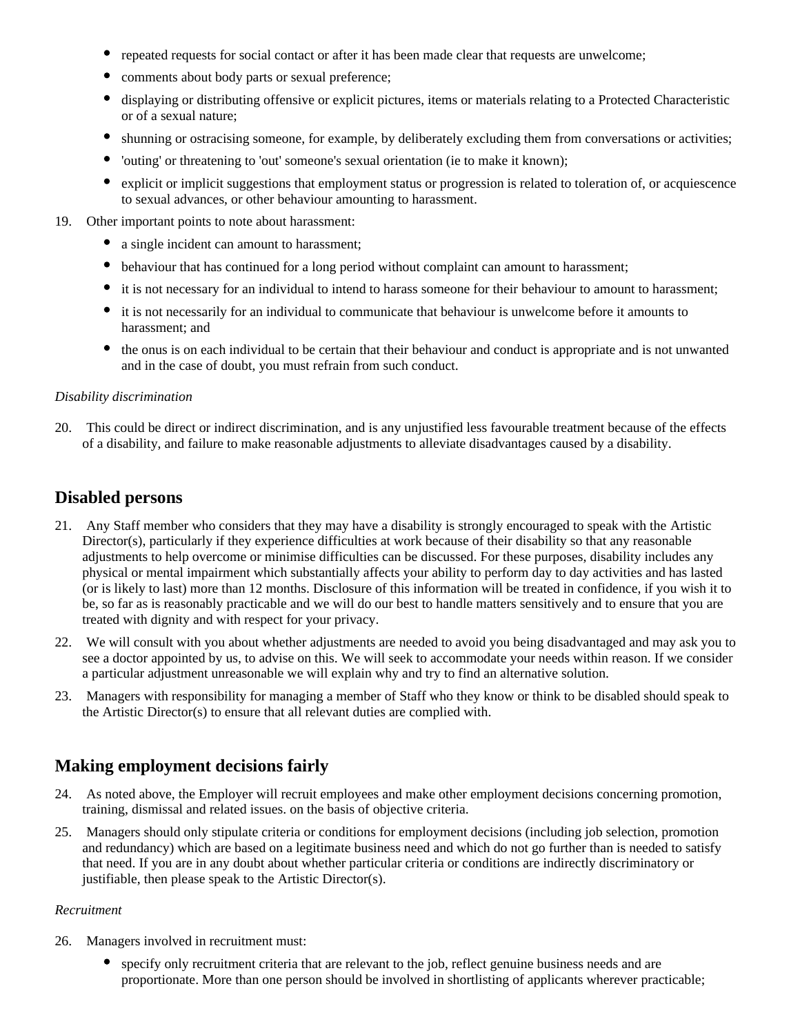- repeated requests for social contact or after it has been made clear that requests are unwelcome;
- comments about body parts or sexual preference;
- displaying or distributing offensive or explicit pictures, items or materials relating to a Protected Characteristic or of a sexual nature;
- shunning or ostracising someone, for example, by deliberately excluding them from conversations or activities;
- 'outing' or threatening to 'out' someone's sexual orientation (ie to make it known);
- explicit or implicit suggestions that employment status or progression is related to toleration of, or acquiescence to sexual advances, or other behaviour amounting to harassment.

19. Other important points to note about harassment:
    - a single incident can amount to harassment;
    - behaviour that has continued for a long period without complaint can amount to harassment;
    - it is not necessary for an individual to intend to harass someone for their behaviour to amount to harassment;
    - it is not necessarily for an individual to communicate that behaviour is unwelcome before it amounts to harassment; and
    - the onus is on each individual to be certain that their behaviour and conduct is appropriate and is not unwanted and in the case of doubt, you must refrain from such conduct.

*Disability discrimination*

20. This could be direct or indirect discrimination, and is any unjustified less favourable treatment because of the effects of a disability, and failure to make reasonable adjustments to alleviate disadvantages caused by a disability.

## Disabled persons

21. Any Staff member who considers that they may have a disability is strongly encouraged to speak with the Artistic Director(s), particularly if they experience difficulties at work because of their disability so that any reasonable adjustments to help overcome or minimise difficulties can be discussed. For these purposes, disability includes any physical or mental impairment which substantially affects your ability to perform day to day activities and has lasted (or is likely to last) more than 12 months. Disclosure of this information will be treated in confidence, if you wish it to be, so far as is reasonably practicable and we will do our best to handle matters sensitively and to ensure that you are treated with dignity and with respect for your privacy.
22. We will consult with you about whether adjustments are needed to avoid you being disadvantaged and may ask you to see a doctor appointed by us, to advise on this. We will seek to accommodate your needs within reason. If we consider a particular adjustment unreasonable we will explain why and try to find an alternative solution.
23. Managers with responsibility for managing a member of Staff who they know or think to be disabled should speak to the Artistic Director(s) to ensure that all relevant duties are complied with.

## Making employment decisions fairly

24. As noted above, the Employer will recruit employees and make other employment decisions concerning promotion, training, dismissal and related issues. on the basis of objective criteria.
25. Managers should only stipulate criteria or conditions for employment decisions (including job selection, promotion and redundancy) which are based on a legitimate business need and which do not go further than is needed to satisfy that need. If you are in any doubt about whether particular criteria or conditions are indirectly discriminatory or justifiable, then please speak to the Artistic Director(s).

*Recruitment*

26. Managers involved in recruitment must:
    - specify only recruitment criteria that are relevant to the job, reflect genuine business needs and are proportionate. More than one person should be involved in shortlisting of applicants wherever practicable;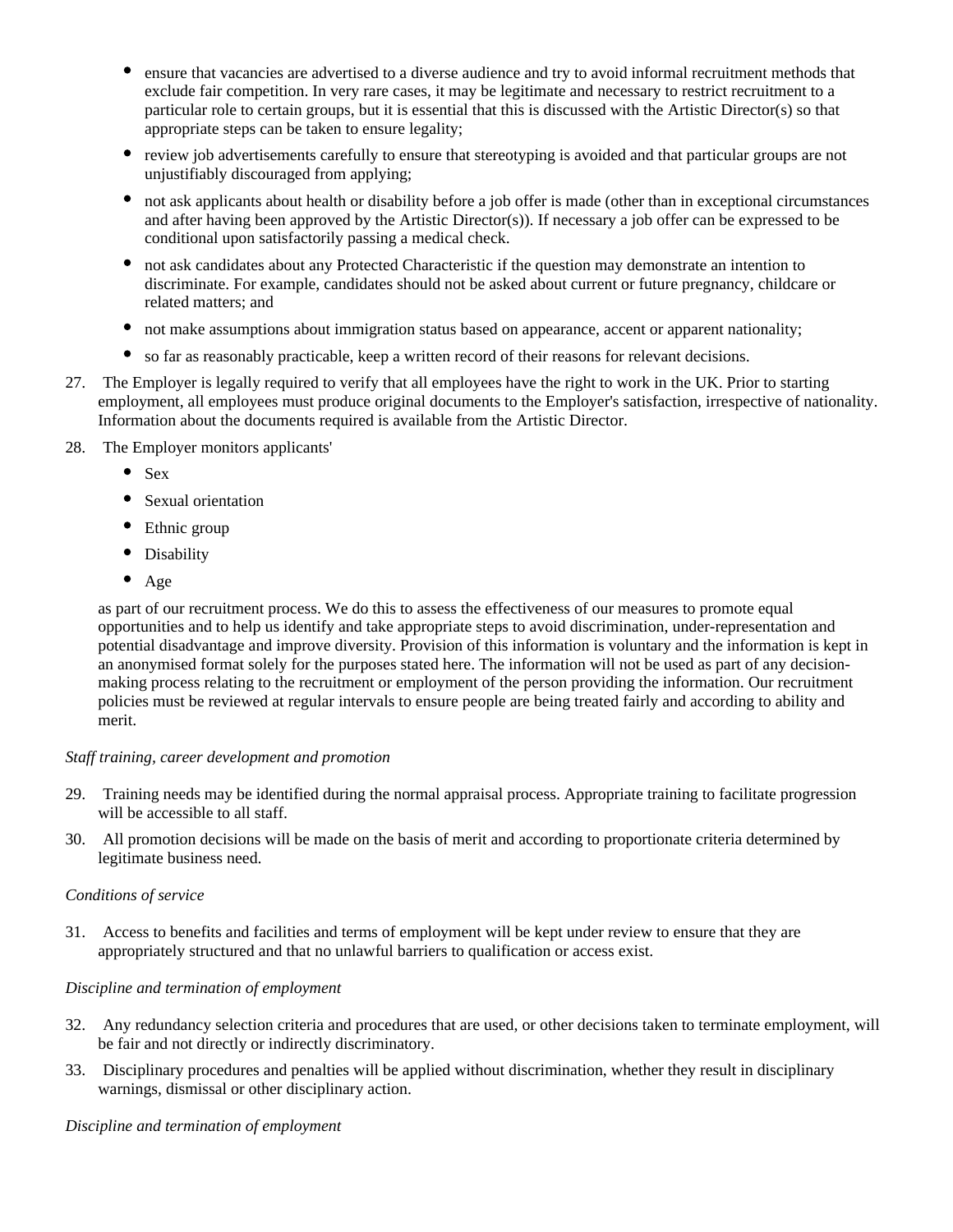- ensure that vacancies are advertised to a diverse audience and try to avoid informal recruitment methods that exclude fair competition. In very rare cases, it may be legitimate and necessary to restrict recruitment to a particular role to certain groups, but it is essential that this is discussed with the Artistic Director(s) so that appropriate steps can be taken to ensure legality;
- review job advertisements carefully to ensure that stereotyping is avoided and that particular groups are not unjustifiably discouraged from applying;
- not ask applicants about health or disability before a job offer is made (other than in exceptional circumstances and after having been approved by the Artistic Director(s)). If necessary a job offer can be expressed to be conditional upon satisfactorily passing a medical check.
- not ask candidates about any Protected Characteristic if the question may demonstrate an intention to discriminate. For example, candidates should not be asked about current or future pregnancy, childcare or related matters; and
- not make assumptions about immigration status based on appearance, accent or apparent nationality;
- so far as reasonably practicable, keep a written record of their reasons for relevant decisions.

27. The Employer is legally required to verify that all employees have the right to work in the UK. Prior to starting employment, all employees must produce original documents to the Employer's satisfaction, irrespective of nationality. Information about the documents required is available from the Artistic Director.

28. The Employer monitors applicants'

    - Sex
    - Sexual orientation
    - Ethnic group
    - Disability
    - Age

    as part of our recruitment process. We do this to assess the effectiveness of our measures to promote equal opportunities and to help us identify and take appropriate steps to avoid discrimination, under-representation and potential disadvantage and improve diversity. Provision of this information is voluntary and the information is kept in an anonymised format solely for the purposes stated here. The information will not be used as part of any decision-making process relating to the recruitment or employment of the person providing the information. Our recruitment policies must be reviewed at regular intervals to ensure people are being treated fairly and according to ability and merit.

*Staff training, career development and promotion*

29. Training needs may be identified during the normal appraisal process. Appropriate training to facilitate progression will be accessible to all staff.

30. All promotion decisions will be made on the basis of merit and according to proportionate criteria determined by legitimate business need.

*Conditions of service*

31. Access to benefits and facilities and terms of employment will be kept under review to ensure that they are appropriately structured and that no unlawful barriers to qualification or access exist.

*Discipline and termination of employment*

32. Any redundancy selection criteria and procedures that are used, or other decisions taken to terminate employment, will be fair and not directly or indirectly discriminatory.

33. Disciplinary procedures and penalties will be applied without discrimination, whether they result in disciplinary warnings, dismissal or other disciplinary action.

*Discipline and termination of employment*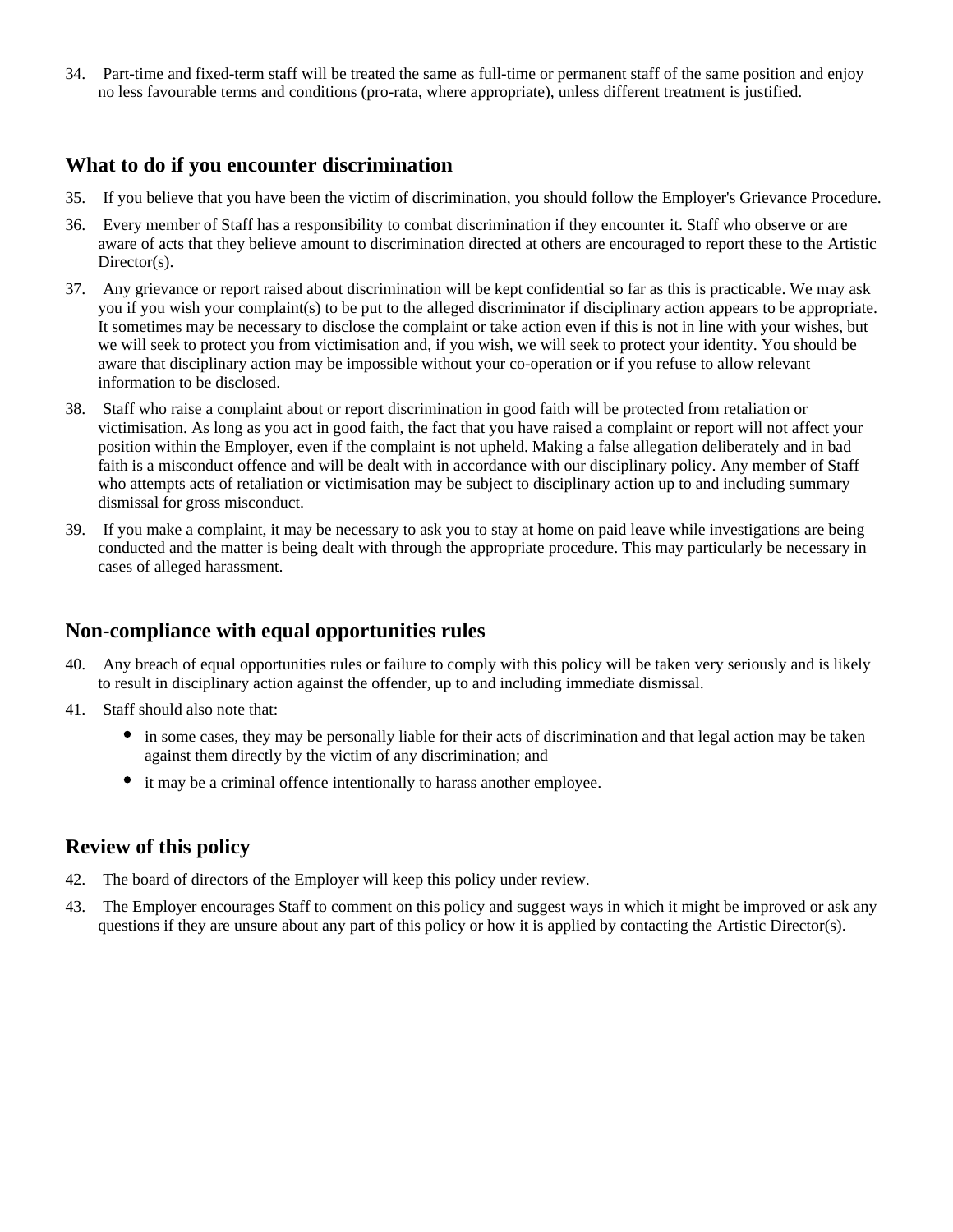34. Part-time and fixed-term staff will be treated the same as full-time or permanent staff of the same position and enjoy no less favourable terms and conditions (pro-rata, where appropriate), unless different treatment is justified.

## What to do if you encounter discrimination

35. If you believe that you have been the victim of discrimination, you should follow the Employer's Grievance Procedure.

36. Every member of Staff has a responsibility to combat discrimination if they encounter it. Staff who observe or are aware of acts that they believe amount to discrimination directed at others are encouraged to report these to the Artistic Director(s).

37. Any grievance or report raised about discrimination will be kept confidential so far as this is practicable. We may ask you if you wish your complaint(s) to be put to the alleged discriminator if disciplinary action appears to be appropriate. It sometimes may be necessary to disclose the complaint or take action even if this is not in line with your wishes, but we will seek to protect you from victimisation and, if you wish, we will seek to protect your identity. You should be aware that disciplinary action may be impossible without your co-operation or if you refuse to allow relevant information to be disclosed.

38. Staff who raise a complaint about or report discrimination in good faith will be protected from retaliation or victimisation. As long as you act in good faith, the fact that you have raised a complaint or report will not affect your position within the Employer, even if the complaint is not upheld. Making a false allegation deliberately and in bad faith is a misconduct offence and will be dealt with in accordance with our disciplinary policy. Any member of Staff who attempts acts of retaliation or victimisation may be subject to disciplinary action up to and including summary dismissal for gross misconduct.

39. If you make a complaint, it may be necessary to ask you to stay at home on paid leave while investigations are being conducted and the matter is being dealt with through the appropriate procedure. This may particularly be necessary in cases of alleged harassment.

## Non-compliance with equal opportunities rules

40. Any breach of equal opportunities rules or failure to comply with this policy will be taken very seriously and is likely to result in disciplinary action against the offender, up to and including immediate dismissal.

41. Staff should also note that:

    - in some cases, they may be personally liable for their acts of discrimination and that legal action may be taken against them directly by the victim of any discrimination; and
    - it may be a criminal offence intentionally to harass another employee.

## Review of this policy

42. The board of directors of the Employer will keep this policy under review.

43. The Employer encourages Staff to comment on this policy and suggest ways in which it might be improved or ask any questions if they are unsure about any part of this policy or how it is applied by contacting the Artistic Director(s).